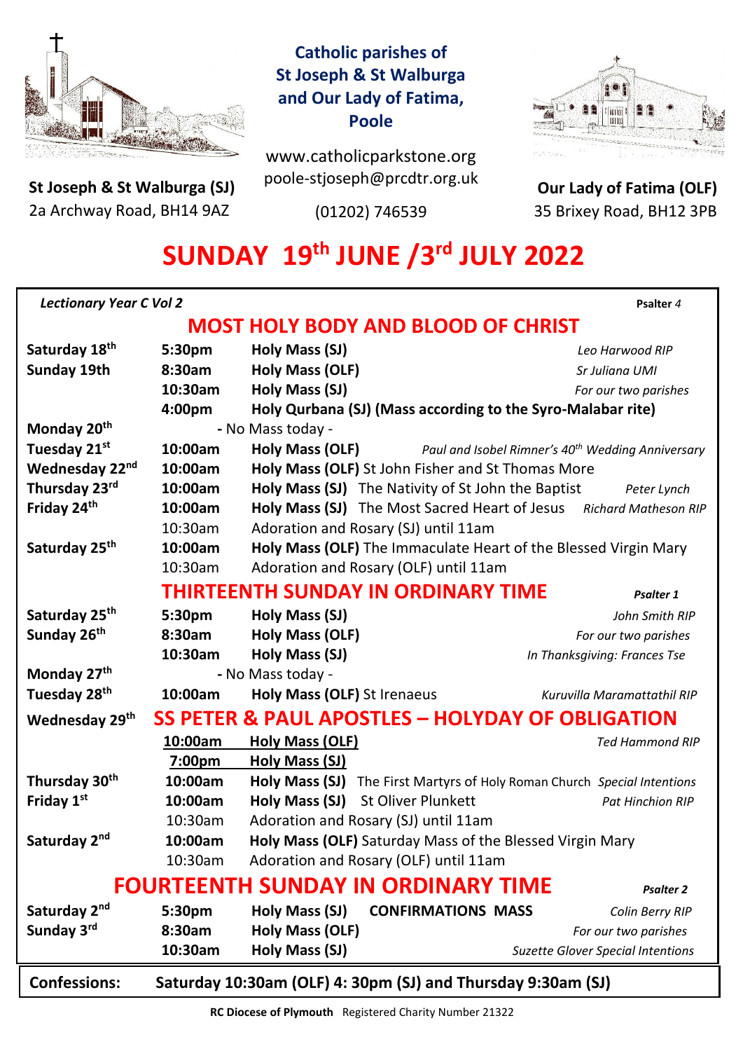**Catholic parishes of St Joseph & St Walburga and Our Lady of Fatima, Poole**

www.catholicparkstone.org
poole-stjoseph@prcdtr.org.uk
(01202) 746539

**St Joseph & St Walburga (SJ)**
2a Archway Road, BH14 9AZ

**Our Lady of Fatima (OLF)**
35 Brixey Road, BH12 3PB

# SUNDAY 19th JUNE /3rd JULY 2022

*Lectionary Year C Vol 2* — **Psalter** *4*

## MOST HOLY BODY AND BLOOD OF CHRIST

| Day | Time | Service | Intention |
|---|---|---|---|
| **Saturday 18th** | **5:30pm** | **Holy Mass (SJ)** | *Leo Harwood RIP* |
| **Sunday 19th** | **8:30am** | **Holy Mass (OLF)** | *Sr Juliana UMI* |
| | **10:30am** | **Holy Mass (SJ)** | *For our two parishes* |
| | **4:00pm** | **Holy Qurbana (SJ) (Mass according to the Syro-Malabar rite)** | |
| **Monday 20th** | | - No Mass today - | |
| **Tuesday 21st** | **10:00am** | **Holy Mass (OLF)** | *Paul and Isobel Rimner's 40th Wedding Anniversary* |
| **Wednesday 22nd** | **10:00am** | **Holy Mass (OLF)** St John Fisher and St Thomas More | |
| **Thursday 23rd** | **10:00am** | **Holy Mass (SJ)** The Nativity of St John the Baptist | *Peter Lynch* |
| **Friday 24th** | **10:00am** | **Holy Mass (SJ)** The Most Sacred Heart of Jesus | *Richard Matheson RIP* |
| | 10:30am | Adoration and Rosary (SJ) until 11am | |
| **Saturday 25th** | **10:00am** | **Holy Mass (OLF)** The Immaculate Heart of the Blessed Virgin Mary | |
| | 10:30am | Adoration and Rosary (OLF) until 11am | |

## THIRTEENTH SUNDAY IN ORDINARY TIME

***Psalter 1***

| Day | Time | Service | Intention |
|---|---|---|---|
| **Saturday 25th** | **5:30pm** | **Holy Mass (SJ)** | *John Smith RIP* |
| **Sunday 26th** | **8:30am** | **Holy Mass (OLF)** | *For our two parishes* |
| | **10:30am** | **Holy Mass (SJ)** | *In Thanksgiving: Frances Tse* |
| **Monday 27th** | | - No Mass today - | |
| **Tuesday 28th** | **10:00am** | **Holy Mass (OLF)** St Irenaeus | *Kuruvilla Maramattathil RIP* |
| **Wednesday 29th** | | **SS PETER & PAUL APOSTLES – HOLYDAY OF OBLIGATION** | |
| | **10:00am** | **Holy Mass (OLF)** | *Ted Hammond RIP* |
| | **7:00pm** | **Holy Mass (SJ)** | |
| **Thursday 30th** | **10:00am** | **Holy Mass (SJ)** The First Martyrs of Holy Roman Church | *Special Intentions* |
| **Friday 1st** | **10:00am** | **Holy Mass (SJ)** St Oliver Plunkett | *Pat Hinchion RIP* |
| | 10:30am | Adoration and Rosary (SJ) until 11am | |
| **Saturday 2nd** | **10:00am** | **Holy Mass (OLF)** Saturday Mass of the Blessed Virgin Mary | |
| | 10:30am | Adoration and Rosary (OLF) until 11am | |

## FOURTEENTH SUNDAY IN ORDINARY TIME

***Psalter 2***

| Day | Time | Service | Intention |
|---|---|---|---|
| **Saturday 2nd** | **5:30pm** | **Holy Mass (SJ) CONFIRMATIONS MASS** | *Colin Berry RIP* |
| **Sunday 3rd** | **8:30am** | **Holy Mass (OLF)** | *For our two parishes* |
| | **10:30am** | **Holy Mass (SJ)** | *Suzette Glover Special Intentions* |

**Confessions: Saturday 10:30am (OLF) 4: 30pm (SJ) and Thursday 9:30am (SJ)**

**RC Diocese of Plymouth** Registered Charity Number 21322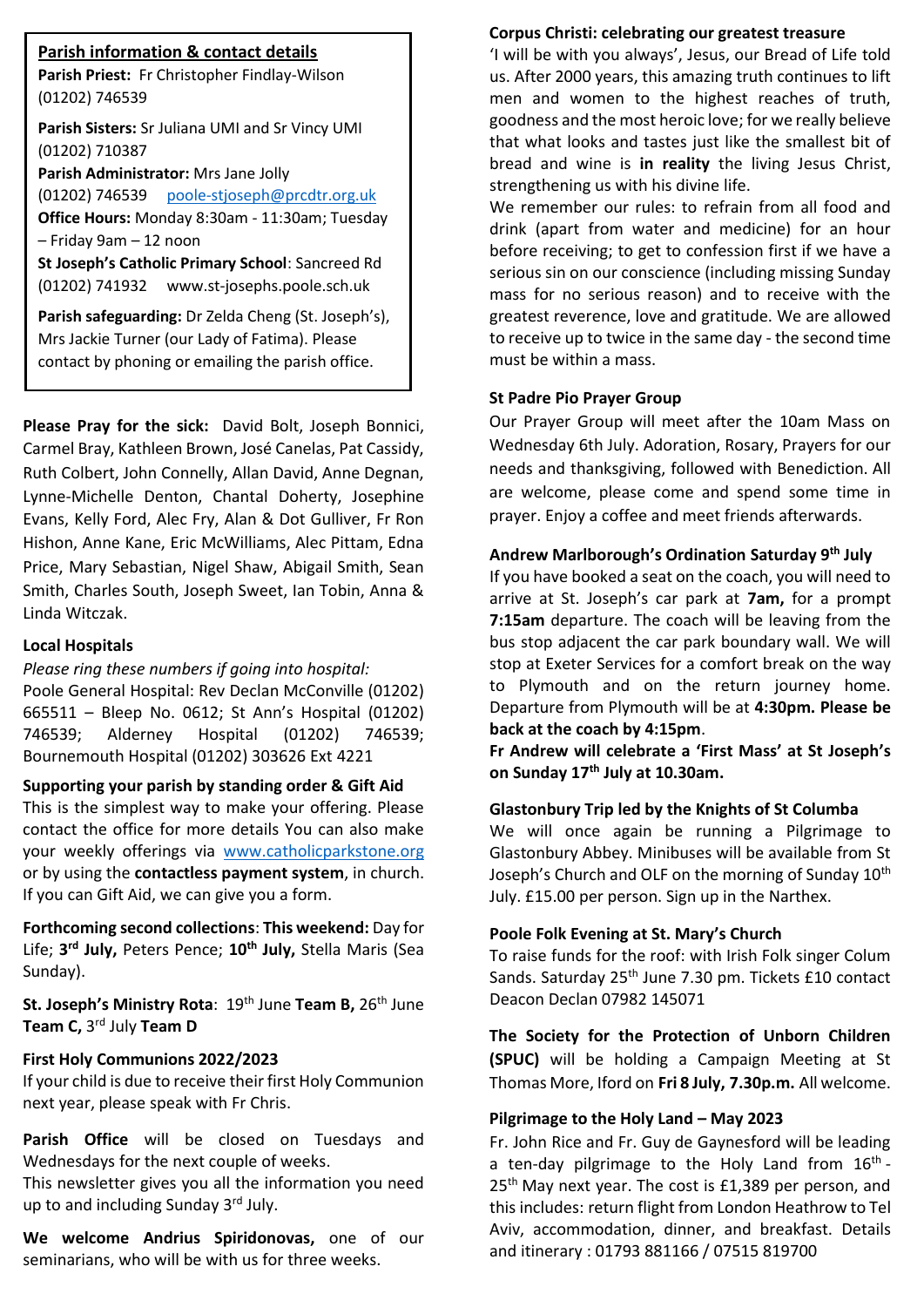## Parish information & contact details

**Parish Priest:** Fr Christopher Findlay-Wilson (01202) 746539

**Parish Sisters:** Sr Juliana UMI and Sr Vincy UMI (01202) 710387

**Parish Administrator:** Mrs Jane Jolly (01202) 746539 poole-stjoseph@prcdtr.org.uk

**Office Hours:** Monday 8:30am - 11:30am; Tuesday – Friday 9am – 12 noon

**St Joseph's Catholic Primary School**: Sancreed Rd (01202) 741932 www.st-josephs.poole.sch.uk

**Parish safeguarding:** Dr Zelda Cheng (St. Joseph's), Mrs Jackie Turner (our Lady of Fatima). Please contact by phoning or emailing the parish office.

**Please Pray for the sick:** David Bolt, Joseph Bonnici, Carmel Bray, Kathleen Brown, José Canelas, Pat Cassidy, Ruth Colbert, John Connelly, Allan David, Anne Degnan, Lynne-Michelle Denton, Chantal Doherty, Josephine Evans, Kelly Ford, Alec Fry, Alan & Dot Gulliver, Fr Ron Hishon, Anne Kane, Eric McWilliams, Alec Pittam, Edna Price, Mary Sebastian, Nigel Shaw, Abigail Smith, Sean Smith, Charles South, Joseph Sweet, Ian Tobin, Anna & Linda Witczak.

**Local Hospitals**

*Please ring these numbers if going into hospital:*
Poole General Hospital: Rev Declan McConville (01202) 665511 – Bleep No. 0612; St Ann's Hospital (01202) 746539; Alderney Hospital (01202) 746539; Bournemouth Hospital (01202) 303626 Ext 4221

**Supporting your parish by standing order & Gift Aid**

This is the simplest way to make your offering. Please contact the office for more details You can also make your weekly offerings via www.catholicparkstone.org or by using the **contactless payment system**, in church. If you can Gift Aid, we can give you a form.

**Forthcoming second collections**: **This weekend:** Day for Life; **3rd July,** Peters Pence; **10th July,** Stella Maris (Sea Sunday).

**St. Joseph's Ministry Rota**: 19th June **Team B,** 26th June **Team C,** 3rd July **Team D**

**First Holy Communions 2022/2023**

If your child is due to receive their first Holy Communion next year, please speak with Fr Chris.

**Parish Office** will be closed on Tuesdays and Wednesdays for the next couple of weeks.
This newsletter gives you all the information you need up to and including Sunday 3rd July.

**We welcome Andrius Spiridonovas,** one of our seminarians, who will be with us for three weeks.

**Corpus Christi: celebrating our greatest treasure**

'I will be with you always', Jesus, our Bread of Life told us. After 2000 years, this amazing truth continues to lift men and women to the highest reaches of truth, goodness and the most heroic love; for we really believe that what looks and tastes just like the smallest bit of bread and wine is **in reality** the living Jesus Christ, strengthening us with his divine life.

We remember our rules: to refrain from all food and drink (apart from water and medicine) for an hour before receiving; to get to confession first if we have a serious sin on our conscience (including missing Sunday mass for no serious reason) and to receive with the greatest reverence, love and gratitude. We are allowed to receive up to twice in the same day - the second time must be within a mass.

**St Padre Pio Prayer Group**

Our Prayer Group will meet after the 10am Mass on Wednesday 6th July. Adoration, Rosary, Prayers for our needs and thanksgiving, followed with Benediction. All are welcome, please come and spend some time in prayer. Enjoy a coffee and meet friends afterwards.

**Andrew Marlborough's Ordination Saturday 9th July**

If you have booked a seat on the coach, you will need to arrive at St. Joseph's car park at **7am,** for a prompt **7:15am** departure. The coach will be leaving from the bus stop adjacent the car park boundary wall. We will stop at Exeter Services for a comfort break on the way to Plymouth and on the return journey home. Departure from Plymouth will be at **4:30pm. Please be back at the coach by 4:15pm**.

**Fr Andrew will celebrate a 'First Mass' at St Joseph's on Sunday 17th July at 10.30am.**

**Glastonbury Trip led by the Knights of St Columba**

We will once again be running a Pilgrimage to Glastonbury Abbey. Minibuses will be available from St Joseph's Church and OLF on the morning of Sunday 10th July. £15.00 per person. Sign up in the Narthex.

**Poole Folk Evening at St. Mary's Church**

To raise funds for the roof: with Irish Folk singer Colum Sands. Saturday 25th June 7.30 pm. Tickets £10 contact Deacon Declan 07982 145071

**The Society for the Protection of Unborn Children (SPUC)** will be holding a Campaign Meeting at St Thomas More, Iford on **Fri 8 July, 7.30p.m.** All welcome.

**Pilgrimage to the Holy Land – May 2023**

Fr. John Rice and Fr. Guy de Gaynesford will be leading a ten-day pilgrimage to the Holy Land from 16th - 25th May next year. The cost is £1,389 per person, and this includes: return flight from London Heathrow to Tel Aviv, accommodation, dinner, and breakfast. Details and itinerary : 01793 881166 / 07515 819700